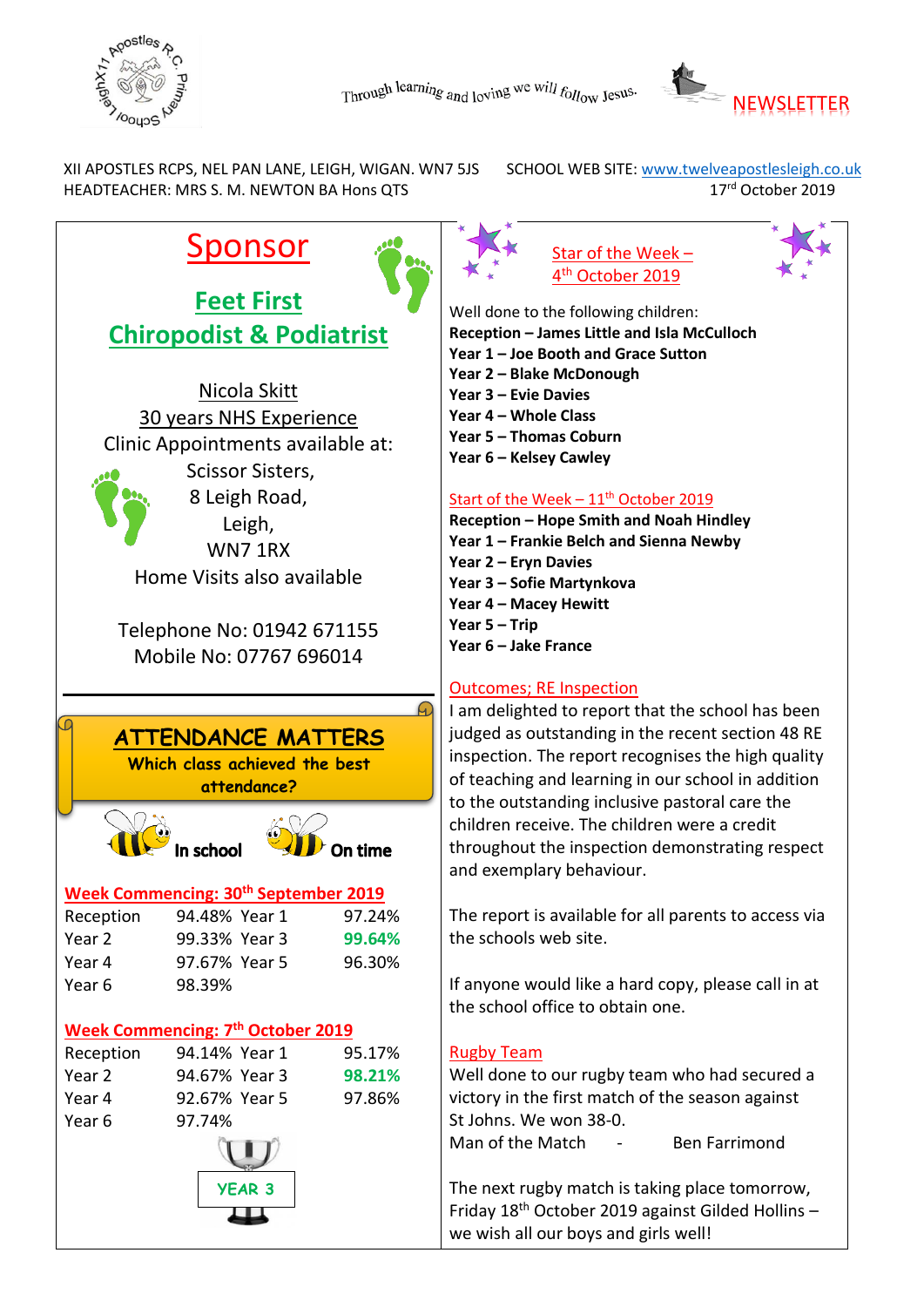Through learning and loving we will follow Jesus.

# NEWSLETTER

XII APOSTLES RCPS, NEL PAN LANE, LEIGH, WIGAN. WN7 5JS
HEADTEACHER: MRS S. M. NEWTON BA Hons QTS

SCHOOL WEB SITE: www.twelveapostlesleigh.co.uk
17th October 2019

## Sponsor

### Feet First Chiropodist & Podiatrist

Nicola Skitt
30 years NHS Experience
Clinic Appointments available at:
Scissor Sisters,
8 Leigh Road,
Leigh,
WN7 1RX
Home Visits also available

Telephone No: 01942 671155
Mobile No: 07767 696014

## ATTENDANCE MATTERS

**Which class achieved the best attendance?**

In school — On time

**Week Commencing: 30th September 2019**

| | | | |
|---|---|---|---|
| Reception | 94.48% | Year 1 | 97.24% |
| Year 2 | 99.33% | Year 3 | **99.64%** |
| Year 4 | 97.67% | Year 5 | 96.30% |
| Year 6 | 98.39% | | |

**Week Commencing: 7th October 2019**

| | | | |
|---|---|---|---|
| Reception | 94.14% | Year 1 | 95.17% |
| Year 2 | 94.67% | Year 3 | **98.21%** |
| Year 4 | 92.67% | Year 5 | 97.86% |
| Year 6 | 97.74% | | |

YEAR 3

## Star of the Week – 4th October 2019

Well done to the following children:

**Reception – James Little and Isla McCulloch**
**Year 1 – Joe Booth and Grace Sutton**
**Year 2 – Blake McDonough**
**Year 3 – Evie Davies**
**Year 4 – Whole Class**
**Year 5 – Thomas Coburn**
**Year 6 – Kelsey Cawley**

## Start of the Week – 11th October 2019

**Reception – Hope Smith and Noah Hindley**
**Year 1 – Frankie Belch and Sienna Newby**
**Year 2 – Eryn Davies**
**Year 3 – Sofie Martynkova**
**Year 4 – Macey Hewitt**
**Year 5 – Trip**
**Year 6 – Jake France**

## Outcomes; RE Inspection

I am delighted to report that the school has been judged as outstanding in the recent section 48 RE inspection. The report recognises the high quality of teaching and learning in our school in addition to the outstanding inclusive pastoral care the children receive. The children were a credit throughout the inspection demonstrating respect and exemplary behaviour.

The report is available for all parents to access via the schools web site.

If anyone would like a hard copy, please call in at the school office to obtain one.

## Rugby Team

Well done to our rugby team who had secured a victory in the first match of the season against St Johns. We won 38-0.

Man of the Match - Ben Farrimond

The next rugby match is taking place tomorrow, Friday 18th October 2019 against Gilded Hollins – we wish all our boys and girls well!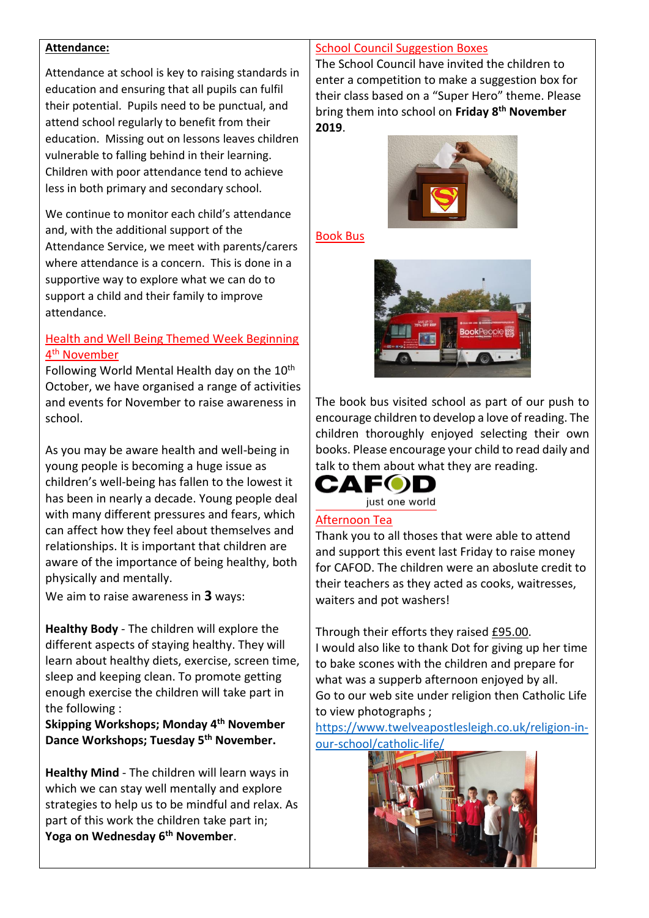## Attendance:

Attendance at school is key to raising standards in education and ensuring that all pupils can fulfil their potential. Pupils need to be punctual, and attend school regularly to benefit from their education. Missing out on lessons leaves children vulnerable to falling behind in their learning. Children with poor attendance tend to achieve less in both primary and secondary school.

We continue to monitor each child's attendance and, with the additional support of the Attendance Service, we meet with parents/carers where attendance is a concern. This is done in a supportive way to explore what we can do to support a child and their family to improve attendance.

## Health and Well Being Themed Week Beginning 4th November

Following World Mental Health day on the 10th October, we have organised a range of activities and events for November to raise awareness in school.

As you may be aware health and well-being in young people is becoming a huge issue as children's well-being has fallen to the lowest it has been in nearly a decade. Young people deal with many different pressures and fears, which can affect how they feel about themselves and relationships. It is important that children are aware of the importance of being healthy, both physically and mentally.

We aim to raise awareness in **3** ways:

**Healthy Body** - The children will explore the different aspects of staying healthy. They will learn about healthy diets, exercise, screen time, sleep and keeping clean. To promote getting enough exercise the children will take part in the following :

**Skipping Workshops; Monday 4th November**
**Dance Workshops; Tuesday 5th November.**

**Healthy Mind** - The children will learn ways in which we can stay well mentally and explore strategies to help us to be mindful and relax. As part of this work the children take part in;
**Yoga on Wednesday 6th November**.

## School Council Suggestion Boxes

The School Council have invited the children to enter a competition to make a suggestion box for their class based on a "Super Hero" theme. Please bring them into school on **Friday 8th November 2019**.

## Book Bus

The book bus visited school as part of our push to encourage children to develop a love of reading. The children thoroughly enjoyed selecting their own books. Please encourage your child to read daily and talk to them about what they are reading.

CAFOD
just one world

## Afternoon Tea

Thank you to all thoses that were able to attend and support this event last Friday to raise money for CAFOD. The children were an aboslute credit to their teachers as they acted as cooks, waitresses, waiters and pot washers!

Through their efforts they raised £95.00.
I would also like to thank Dot for giving up her time to bake scones with the children and prepare for what was a supperb afternoon enjoyed by all.
Go to our web site under religion then Catholic Life to view photographs ;
https://www.twelveapostlesleigh.co.uk/religion-in-our-school/catholic-life/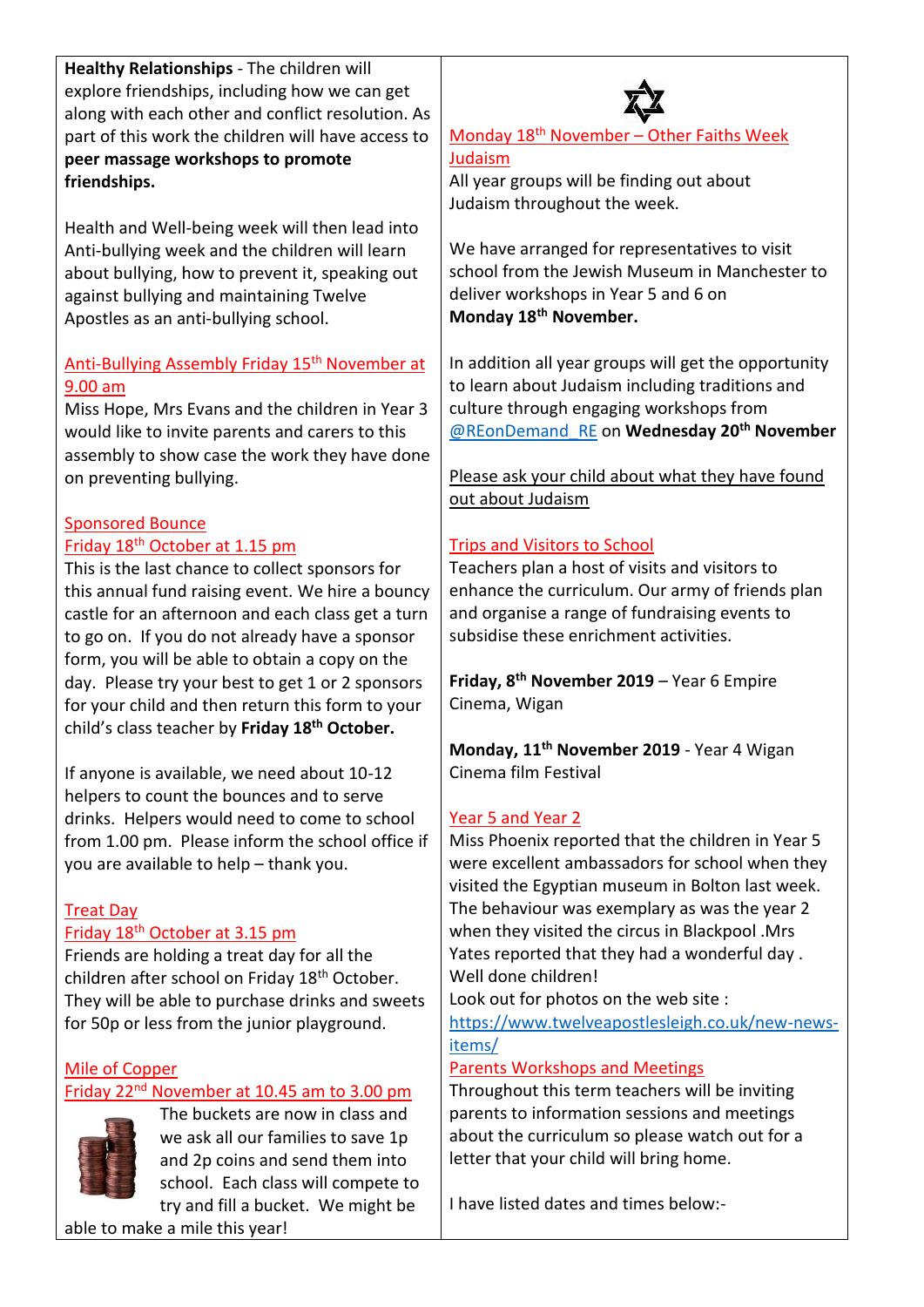**Healthy Relationships** - The children will explore friendships, including how we can get along with each other and conflict resolution. As part of this work the children will have access to **peer massage workshops to promote friendships.**

Health and Well-being week will then lead into Anti-bullying week and the children will learn about bullying, how to prevent it, speaking out against bullying and maintaining Twelve Apostles as an anti-bullying school.

## Anti-Bullying Assembly Friday 15th November at 9.00 am

Miss Hope, Mrs Evans and the children in Year 3 would like to invite parents and carers to this assembly to show case the work they have done on preventing bullying.

## Sponsored Bounce
## Friday 18th October at 1.15 pm

This is the last chance to collect sponsors for this annual fund raising event. We hire a bouncy castle for an afternoon and each class get a turn to go on. If you do not already have a sponsor form, you will be able to obtain a copy on the day. Please try your best to get 1 or 2 sponsors for your child and then return this form to your child's class teacher by **Friday 18th October.**

If anyone is available, we need about 10-12 helpers to count the bounces and to serve drinks. Helpers would need to come to school from 1.00 pm. Please inform the school office if you are available to help – thank you.

## Treat Day
## Friday 18th October at 3.15 pm

Friends are holding a treat day for all the children after school on Friday 18th October. They will be able to purchase drinks and sweets for 50p or less from the junior playground.

## Mile of Copper
## Friday 22nd November at 10.45 am to 3.00 pm

The buckets are now in class and we ask all our families to save 1p and 2p coins and send them into school. Each class will compete to try and fill a bucket. We might be able to make a mile this year!

## Monday 18th November – Other Faiths Week Judaism

All year groups will be finding out about Judaism throughout the week.

We have arranged for representatives to visit school from the Jewish Museum in Manchester to deliver workshops in Year 5 and 6 on **Monday 18th November.**

In addition all year groups will get the opportunity to learn about Judaism including traditions and culture through engaging workshops from @REonDemand_RE on **Wednesday 20th November**

Please ask your child about what they have found out about Judaism

## Trips and Visitors to School

Teachers plan a host of visits and visitors to enhance the curriculum. Our army of friends plan and organise a range of fundraising events to subsidise these enrichment activities.

**Friday, 8th November 2019** – Year 6 Empire Cinema, Wigan

**Monday, 11th November 2019** - Year 4 Wigan Cinema film Festival

## Year 5 and Year 2

Miss Phoenix reported that the children in Year 5 were excellent ambassadors for school when they visited the Egyptian museum in Bolton last week. The behaviour was exemplary as was the year 2 when they visited the circus in Blackpool .Mrs Yates reported that they had a wonderful day . Well done children!

Look out for photos on the web site : https://www.twelveapostlesleigh.co.uk/new-news-items/

## Parents Workshops and Meetings

Throughout this term teachers will be inviting parents to information sessions and meetings about the curriculum so please watch out for a letter that your child will bring home.

I have listed dates and times below:-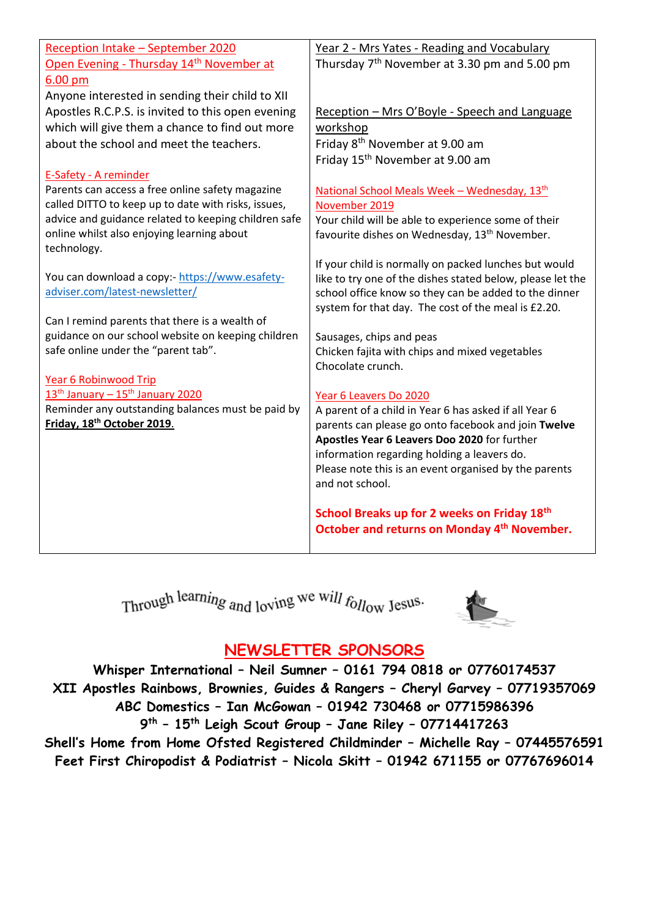## Reception Intake – September 2020

## Open Evening - Thursday 14th November at 6.00 pm

Anyone interested in sending their child to XII Apostles R.C.P.S. is invited to this open evening which will give them a chance to find out more about the school and meet the teachers.

## E-Safety - A reminder

Parents can access a free online safety magazine called DITTO to keep up to date with risks, issues, advice and guidance related to keeping children safe online whilst also enjoying learning about technology.

You can download a copy:- https://www.esafety-adviser.com/latest-newsletter/

Can I remind parents that there is a wealth of guidance on our school website on keeping children safe online under the "parent tab".

## Year 6 Robinwood Trip

## 13th January – 15th January 2020

Reminder any outstanding balances must be paid by **Friday, 18th October 2019**.

## Year 2 - Mrs Yates - Reading and Vocabulary

Thursday 7th November at 3.30 pm and 5.00 pm

## Reception – Mrs O'Boyle - Speech and Language workshop

Friday 8th November at 9.00 am
Friday 15th November at 9.00 am

## National School Meals Week – Wednesday, 13th November 2019

Your child will be able to experience some of their favourite dishes on Wednesday, 13th November.

If your child is normally on packed lunches but would like to try one of the dishes stated below, please let the school office know so they can be added to the dinner system for that day. The cost of the meal is £2.20.

Sausages, chips and peas
Chicken fajita with chips and mixed vegetables
Chocolate crunch.

## Year 6 Leavers Do 2020

A parent of a child in Year 6 has asked if all Year 6 parents can please go onto facebook and join **Twelve Apostles Year 6 Leavers Doo 2020** for further information regarding holding a leavers do.
Please note this is an event organised by the parents and not school.

**School Breaks up for 2 weeks on Friday 18th October and returns on Monday 4th November.**

Through learning and loving we will follow Jesus.

## NEWSLETTER SPONSORS

**Whisper International – Neil Sumner – 0161 794 0818 or 07760174537**
**XII Apostles Rainbows, Brownies, Guides & Rangers – Cheryl Garvey – 07719357069**
**ABC Domestics – Ian McGowan – 01942 730468 or 07715986396**
**9th – 15th Leigh Scout Group – Jane Riley – 07714417263**
**Shell's Home from Home Ofsted Registered Childminder – Michelle Ray – 07445576591**
**Feet First Chiropodist & Podiatrist – Nicola Skitt – 01942 671155 or 07767696014**